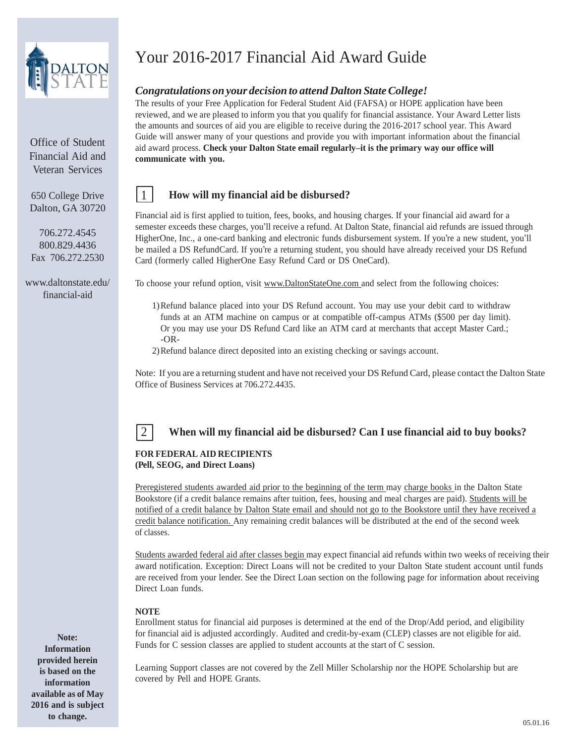Office of Student Financial Aid and Veteran Services

650 College Drive
Dalton, GA 30720

706.272.4545
800.829.4436
Fax 706.272.2530

www.daltonstate.edu/financial-aid

# Your 2016-2017 Financial Aid Award Guide

***Congratulations on your decision to attend Dalton State College!***

The results of your Free Application for Federal Student Aid (FAFSA) or HOPE application have been reviewed, and we are pleased to inform you that you qualify for financial assistance. Your Award Letter lists the amounts and sources of aid you are eligible to receive during the 2016-2017 school year. This Award Guide will answer many of your questions and provide you with important information about the financial aid award process. **Check your Dalton State email regularly–it is the primary way our office will communicate with you.**

## 1 How will my financial aid be disbursed?

Financial aid is first applied to tuition, fees, books, and housing charges. If your financial aid award for a semester exceeds these charges, you'll receive a refund. At Dalton State, financial aid refunds are issued through HigherOne, Inc., a one-card banking and electronic funds disbursement system. If you're a new student, you'll be mailed a DS RefundCard. If you're a returning student, you should have already received your DS Refund Card (formerly called HigherOne Easy Refund Card or DS OneCard).

To choose your refund option, visit www.DaltonStateOne.com and select from the following choices:

1) Refund balance placed into your DS Refund account. You may use your debit card to withdraw funds at an ATM machine on campus or at compatible off-campus ATMs ($500 per day limit). Or you may use your DS Refund Card like an ATM card at merchants that accept Master Card.;
   -OR-
2) Refund balance direct deposited into an existing checking or savings account.

Note: If you are a returning student and have not received your DS Refund Card, please contact the Dalton State Office of Business Services at 706.272.4435.

## 2 When will my financial aid be disbursed? Can I use financial aid to buy books?

**FOR FEDERAL AID RECIPIENTS**
**(Pell, SEOG, and Direct Loans)**

Preregistered students awarded aid prior to the beginning of the term may charge books in the Dalton State Bookstore (if a credit balance remains after tuition, fees, housing and meal charges are paid). Students will be notified of a credit balance by Dalton State email and should not go to the Bookstore until they have received a credit balance notification. Any remaining credit balances will be distributed at the end of the second week of classes.

Students awarded federal aid after classes begin may expect financial aid refunds within two weeks of receiving their award notification. Exception: Direct Loans will not be credited to your Dalton State student account until funds are received from your lender. See the Direct Loan section on the following page for information about receiving Direct Loan funds.

**NOTE**

Enrollment status for financial aid purposes is determined at the end of the Drop/Add period, and eligibility for financial aid is adjusted accordingly. Audited and credit-by-exam (CLEP) classes are not eligible for aid. Funds for C session classes are applied to student accounts at the start of C session.

Learning Support classes are not covered by the Zell Miller Scholarship nor the HOPE Scholarship but are covered by Pell and HOPE Grants.

**Note: Information provided herein is based on the information available as of May 2016 and is subject to change.**

05.01.16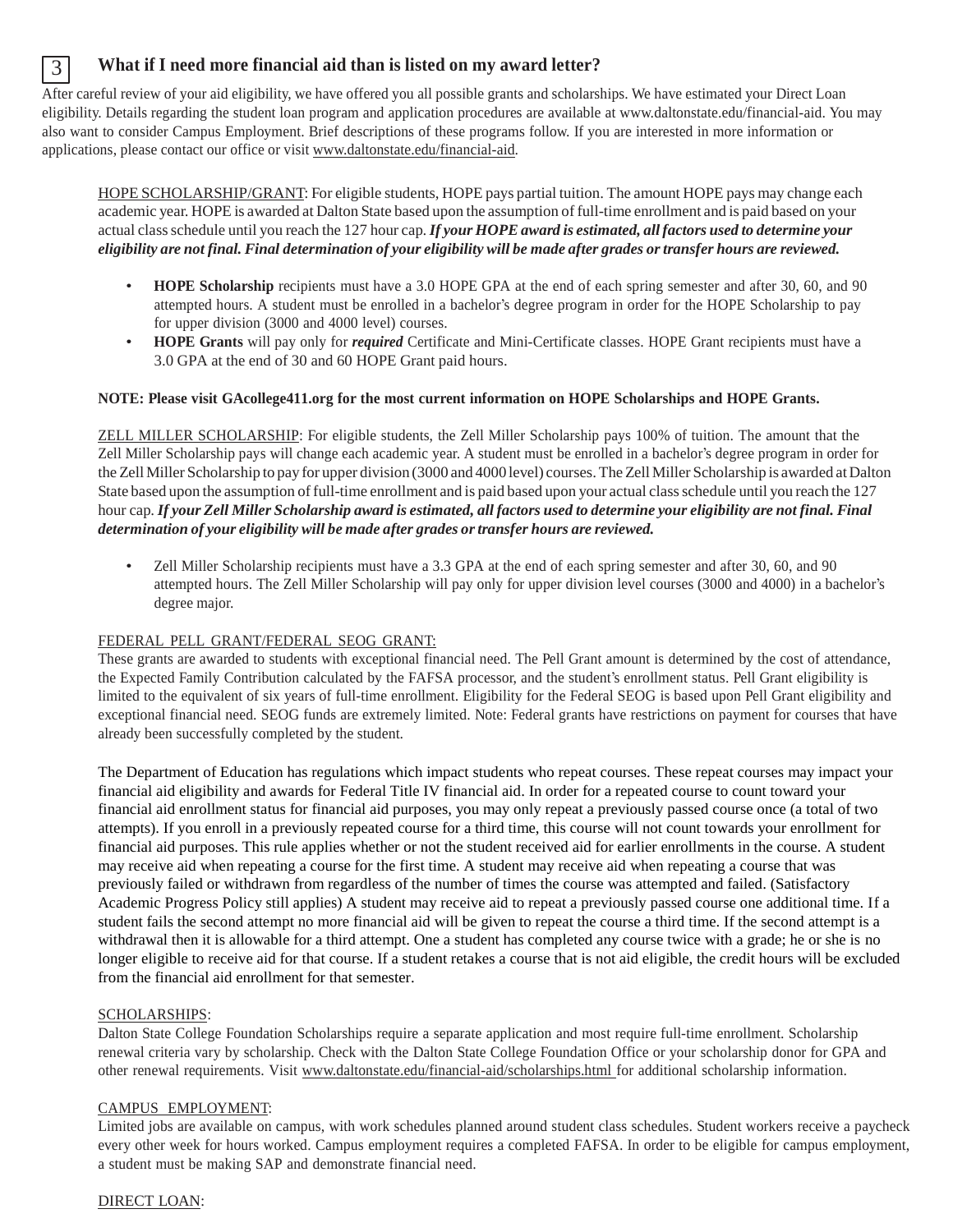## 3 What if I need more financial aid than is listed on my award letter?

After careful review of your aid eligibility, we have offered you all possible grants and scholarships. We have estimated your Direct Loan eligibility. Details regarding the student loan program and application procedures are available at www.daltonstate.edu/financial-aid. You may also want to consider Campus Employment. Brief descriptions of these programs follow. If you are interested in more information or applications, please contact our office or visit www.daltonstate.edu/financial-aid.

HOPE SCHOLARSHIP/GRANT: For eligible students, HOPE pays partial tuition. The amount HOPE pays may change each academic year. HOPE is awarded at Dalton State based upon the assumption of full-time enrollment and is paid based on your actual class schedule until you reach the 127 hour cap. ***If your HOPE award is estimated, all factors used to determine your eligibility are not final. Final determination of your eligibility will be made after grades or transfer hours are reviewed.***

- **HOPE Scholarship** recipients must have a 3.0 HOPE GPA at the end of each spring semester and after 30, 60, and 90 attempted hours. A student must be enrolled in a bachelor's degree program in order for the HOPE Scholarship to pay for upper division (3000 and 4000 level) courses.
- **HOPE Grants** will pay only for ***required*** Certificate and Mini-Certificate classes. HOPE Grant recipients must have a 3.0 GPA at the end of 30 and 60 HOPE Grant paid hours.

**NOTE: Please visit GAcollege411.org for the most current information on HOPE Scholarships and HOPE Grants.**

ZELL MILLER SCHOLARSHIP: For eligible students, the Zell Miller Scholarship pays 100% of tuition. The amount that the Zell Miller Scholarship pays will change each academic year. A student must be enrolled in a bachelor's degree program in order for the Zell Miller Scholarship to pay for upper division (3000 and 4000 level) courses. The Zell Miller Scholarship is awarded at Dalton State based upon the assumption of full-time enrollment and is paid based upon your actual class schedule until you reach the 127 hour cap. ***If your Zell Miller Scholarship award is estimated, all factors used to determine your eligibility are not final. Final determination of your eligibility will be made after grades or transfer hours are reviewed.***

- Zell Miller Scholarship recipients must have a 3.3 GPA at the end of each spring semester and after 30, 60, and 90 attempted hours. The Zell Miller Scholarship will pay only for upper division level courses (3000 and 4000) in a bachelor's degree major.

FEDERAL PELL GRANT/FEDERAL SEOG GRANT:
These grants are awarded to students with exceptional financial need. The Pell Grant amount is determined by the cost of attendance, the Expected Family Contribution calculated by the FAFSA processor, and the student's enrollment status. Pell Grant eligibility is limited to the equivalent of six years of full-time enrollment. Eligibility for the Federal SEOG is based upon Pell Grant eligibility and exceptional financial need. SEOG funds are extremely limited. Note: Federal grants have restrictions on payment for courses that have already been successfully completed by the student.

The Department of Education has regulations which impact students who repeat courses. These repeat courses may impact your financial aid eligibility and awards for Federal Title IV financial aid. In order for a repeated course to count toward your financial aid enrollment status for financial aid purposes, you may only repeat a previously passed course once (a total of two attempts). If you enroll in a previously repeated course for a third time, this course will not count towards your enrollment for financial aid purposes. This rule applies whether or not the student received aid for earlier enrollments in the course. A student may receive aid when repeating a course for the first time. A student may receive aid when repeating a course that was previously failed or withdrawn from regardless of the number of times the course was attempted and failed. (Satisfactory Academic Progress Policy still applies) A student may receive aid to repeat a previously passed course one additional time. If a student fails the second attempt no more financial aid will be given to repeat the course a third time. If the second attempt is a withdrawal then it is allowable for a third attempt. One a student has completed any course twice with a grade; he or she is no longer eligible to receive aid for that course. If a student retakes a course that is not aid eligible, the credit hours will be excluded from the financial aid enrollment for that semester.

SCHOLARSHIPS:
Dalton State College Foundation Scholarships require a separate application and most require full-time enrollment. Scholarship renewal criteria vary by scholarship. Check with the Dalton State College Foundation Office or your scholarship donor for GPA and other renewal requirements. Visit www.daltonstate.edu/financial-aid/scholarships.html for additional scholarship information.

CAMPUS EMPLOYMENT:
Limited jobs are available on campus, with work schedules planned around student class schedules. Student workers receive a paycheck every other week for hours worked. Campus employment requires a completed FAFSA. In order to be eligible for campus employment, a student must be making SAP and demonstrate financial need.

DIRECT LOAN: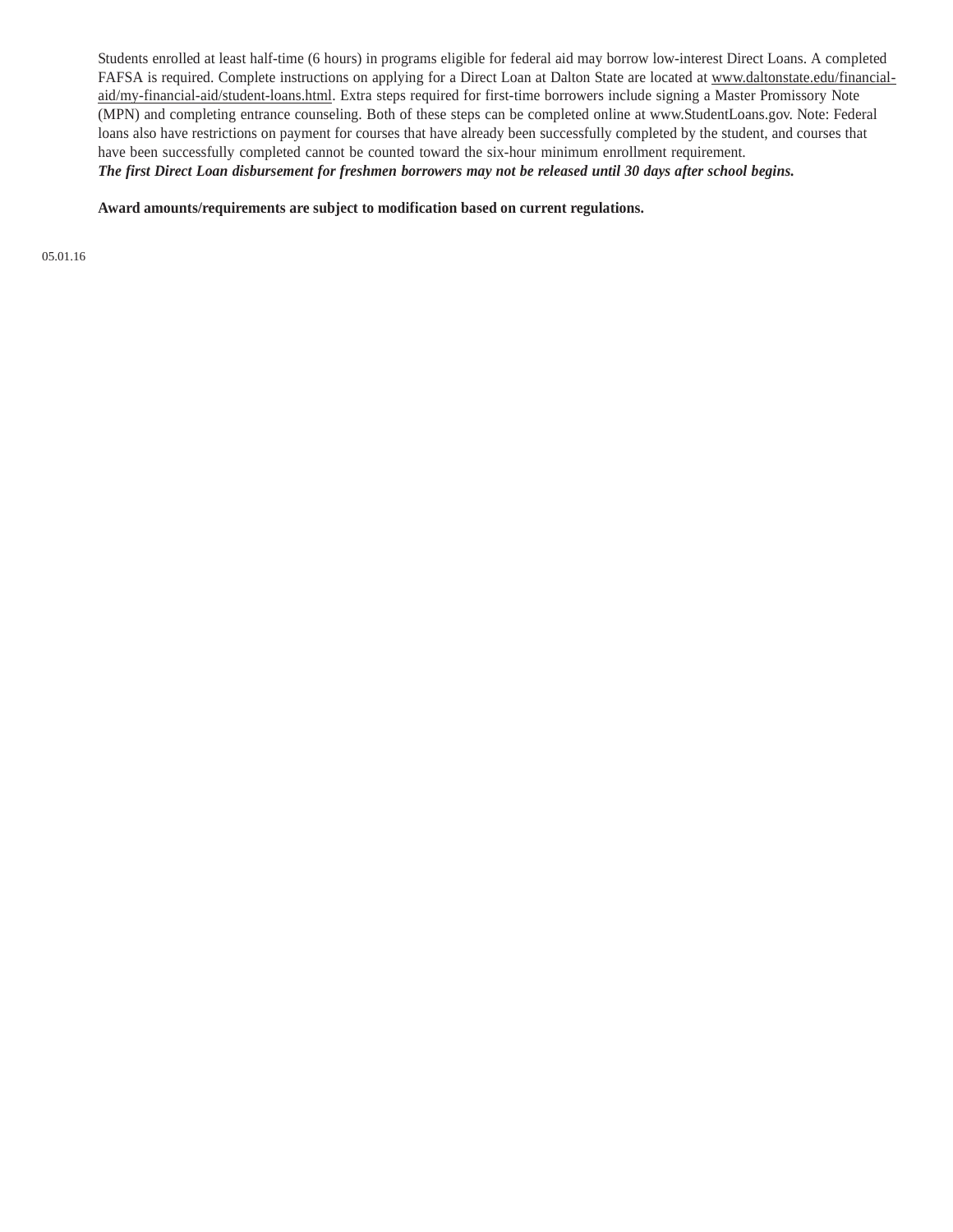Students enrolled at least half-time (6 hours) in programs eligible for federal aid may borrow low-interest Direct Loans. A completed FAFSA is required. Complete instructions on applying for a Direct Loan at Dalton State are located at www.daltonstate.edu/financial-aid/my-financial-aid/student-loans.html. Extra steps required for first-time borrowers include signing a Master Promissory Note (MPN) and completing entrance counseling. Both of these steps can be completed online at www.StudentLoans.gov. Note: Federal loans also have restrictions on payment for courses that have already been successfully completed by the student, and courses that have been successfully completed cannot be counted toward the six-hour minimum enrollment requirement.
***The first Direct Loan disbursement for freshmen borrowers may not be released until 30 days after school begins.***

**Award amounts/requirements are subject to modification based on current regulations.**

05.01.16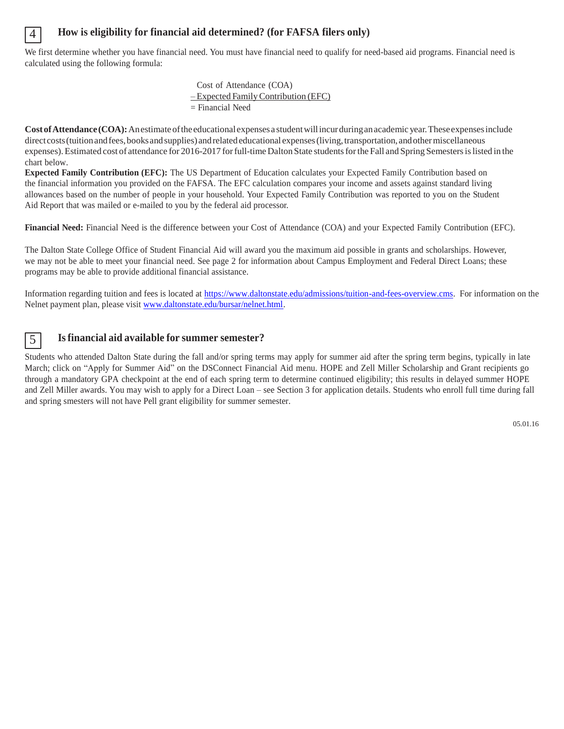## 4 How is eligibility for financial aid determined? (for FAFSA filers only)

We first determine whether you have financial need. You must have financial need to qualify for need-based aid programs. Financial need is calculated using the following formula:

Cost of Attendance (COA)
– Expected Family Contribution (EFC)
= Financial Need

**Cost of Attendance (COA):** An estimate of the educational expenses a student will incur during an academic year. These expenses include direct costs (tuition and fees, books and supplies) and related educational expenses (living, transportation, and other miscellaneous expenses). Estimated cost of attendance for 2016-2017 for full-time Dalton State students for the Fall and Spring Semesters is listed in the chart below.

**Expected Family Contribution (EFC):** The US Department of Education calculates your Expected Family Contribution based on the financial information you provided on the FAFSA. The EFC calculation compares your income and assets against standard living allowances based on the number of people in your household. Your Expected Family Contribution was reported to you on the Student Aid Report that was mailed or e-mailed to you by the federal aid processor.

**Financial Need:** Financial Need is the difference between your Cost of Attendance (COA) and your Expected Family Contribution (EFC).

The Dalton State College Office of Student Financial Aid will award you the maximum aid possible in grants and scholarships. However, we may not be able to meet your financial need. See page 2 for information about Campus Employment and Federal Direct Loans; these programs may be able to provide additional financial assistance.

Information regarding tuition and fees is located at https://www.daltonstate.edu/admissions/tuition-and-fees-overview.cms. For information on the Nelnet payment plan, please visit www.daltonstate.edu/bursar/nelnet.html.

## 5 Is financial aid available for summer semester?

Students who attended Dalton State during the fall and/or spring terms may apply for summer aid after the spring term begins, typically in late March; click on "Apply for Summer Aid" on the DSConnect Financial Aid menu. HOPE and Zell Miller Scholarship and Grant recipients go through a mandatory GPA checkpoint at the end of each spring term to determine continued eligibility; this results in delayed summer HOPE and Zell Miller awards. You may wish to apply for a Direct Loan – see Section 3 for application details. Students who enroll full time during fall and spring smesters will not have Pell grant eligibility for summer semester.

05.01.16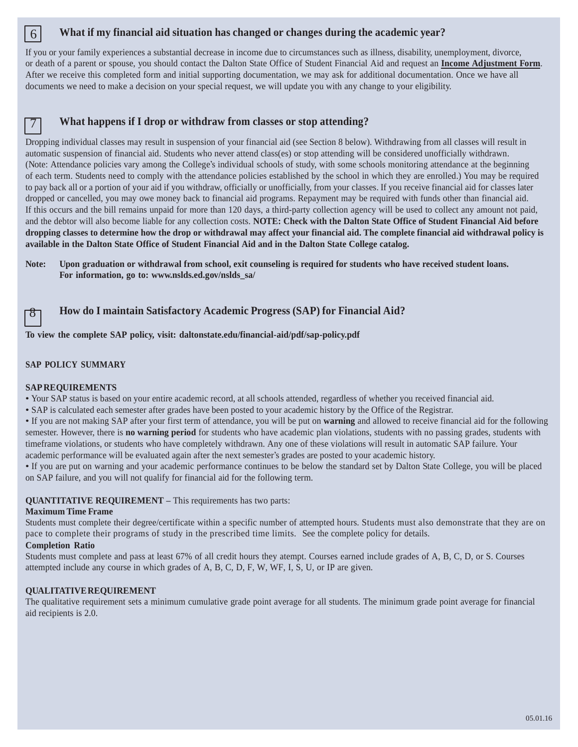## 6 What if my financial aid situation has changed or changes during the academic year?

If you or your family experiences a substantial decrease in income due to circumstances such as illness, disability, unemployment, divorce, or death of a parent or spouse, you should contact the Dalton State Office of Student Financial Aid and request an **Income Adjustment Form**. After we receive this completed form and initial supporting documentation, we may ask for additional documentation. Once we have all documents we need to make a decision on your special request, we will update you with any change to your eligibility.

## 7 What happens if I drop or withdraw from classes or stop attending?

Dropping individual classes may result in suspension of your financial aid (see Section 8 below). Withdrawing from all classes will result in automatic suspension of financial aid. Students who never attend class(es) or stop attending will be considered unofficially withdrawn. (Note: Attendance policies vary among the College's individual schools of study, with some schools monitoring attendance at the beginning of each term. Students need to comply with the attendance policies established by the school in which they are enrolled.) You may be required to pay back all or a portion of your aid if you withdraw, officially or unofficially, from your classes. If you receive financial aid for classes later dropped or cancelled, you may owe money back to financial aid programs. Repayment may be required with funds other than financial aid. If this occurs and the bill remains unpaid for more than 120 days, a third-party collection agency will be used to collect any amount not paid, and the debtor will also become liable for any collection costs. **NOTE: Check with the Dalton State Office of Student Financial Aid before dropping classes to determine how the drop or withdrawal may affect your financial aid. The complete financial aid withdrawal policy is available in the Dalton State Office of Student Financial Aid and in the Dalton State College catalog.**

**Note: Upon graduation or withdrawal from school, exit counseling is required for students who have received student loans. For information, go to: www.nslds.ed.gov/nslds_sa/**

## 8 How do I maintain Satisfactory Academic Progress (SAP) for Financial Aid?

**To view the complete SAP policy, visit: daltonstate.edu/financial-aid/pdf/sap-policy.pdf**

**SAP POLICY SUMMARY**

**SAP REQUIREMENTS**

- Your SAP status is based on your entire academic record, at all schools attended, regardless of whether you received financial aid.
- SAP is calculated each semester after grades have been posted to your academic history by the Office of the Registrar.
- If you are not making SAP after your first term of attendance, you will be put on **warning** and allowed to receive financial aid for the following semester. However, there is **no warning period** for students who have academic plan violations, students with no passing grades, students with timeframe violations, or students who have completely withdrawn. Any one of these violations will result in automatic SAP failure. Your academic performance will be evaluated again after the next semester's grades are posted to your academic history.
- If you are put on warning and your academic performance continues to be below the standard set by Dalton State College, you will be placed on SAP failure, and you will not qualify for financial aid for the following term.

**QUANTITATIVE REQUIREMENT –** This requirements has two parts:

**Maximum Time Frame**

Students must complete their degree/certificate within a specific number of attempted hours. Students must also demonstrate that they are on pace to complete their programs of study in the prescribed time limits. See the complete policy for details.

**Completion Ratio**

Students must complete and pass at least 67% of all credit hours they atempt. Courses earned include grades of A, B, C, D, or S. Courses attempted include any course in which grades of A, B, C, D, F, W, WF, I, S, U, or IP are given.

**QUALITATIVE REQUIREMENT**

The qualitative requirement sets a minimum cumulative grade point average for all students. The minimum grade point average for financial aid recipients is 2.0.

05.01.16